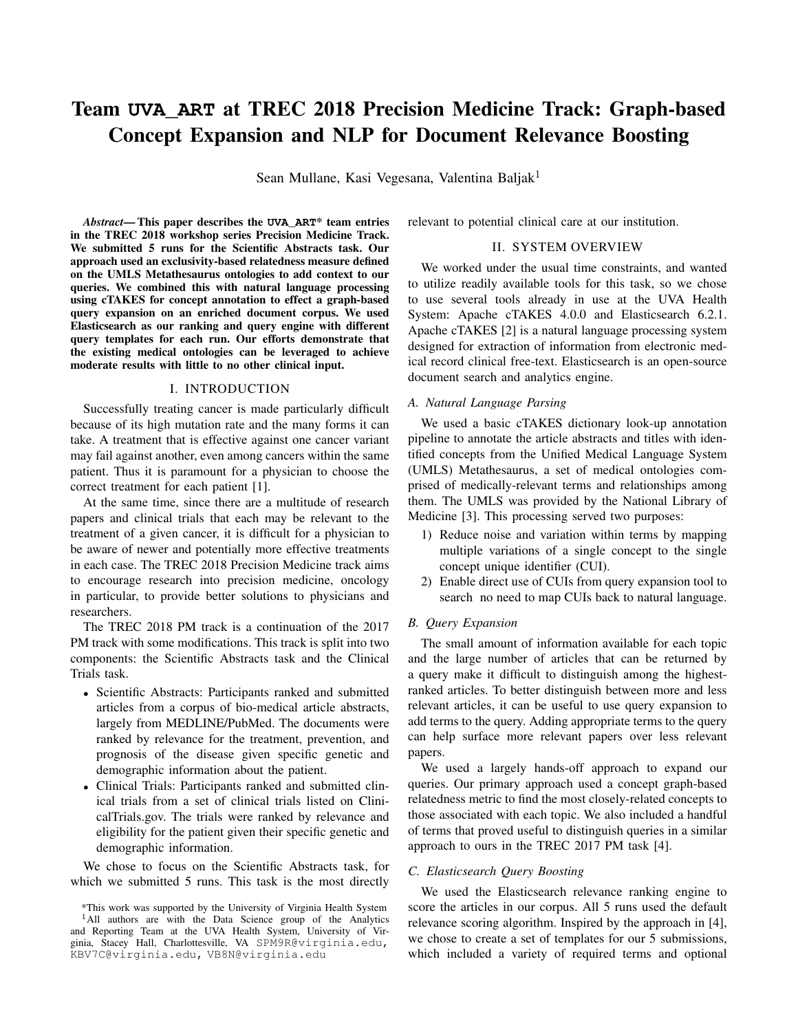# Team UVA_ART at TREC 2018 Precision Medicine Track: Graph-based Concept Expansion and NLP for Document Relevance Boosting

Sean Mullane, Kasi Vegesana, Valentina Baljak[1]

***Abstract*— This paper describes the UVA_ART* team entries in the TREC 2018 workshop series Precision Medicine Track. We submitted 5 runs for the Scientific Abstracts task. Our approach used an exclusivity-based relatedness measure defined on the UMLS Metathesaurus ontologies to add context to our queries. We combined this with natural language processing using cTAKES for concept annotation to effect a graph-based query expansion on an enriched document corpus. We used Elasticsearch as our ranking and query engine with different query templates for each run. Our efforts demonstrate that the existing medical ontologies can be leveraged to achieve moderate results with little to no other clinical input.**

## I. INTRODUCTION

Successfully treating cancer is made particularly difficult because of its high mutation rate and the many forms it can take. A treatment that is effective against one cancer variant may fail against another, even among cancers within the same patient. Thus it is paramount for a physician to choose the correct treatment for each patient [1].

At the same time, since there are a multitude of research papers and clinical trials that each may be relevant to the treatment of a given cancer, it is difficult for a physician to be aware of newer and potentially more effective treatments in each case. The TREC 2018 Precision Medicine track aims to encourage research into precision medicine, oncology in particular, to provide better solutions to physicians and researchers.

The TREC 2018 PM track is a continuation of the 2017 PM track with some modifications. This track is split into two components: the Scientific Abstracts task and the Clinical Trials task.

- Scientific Abstracts: Participants ranked and submitted articles from a corpus of bio-medical article abstracts, largely from MEDLINE/PubMed. The documents were ranked by relevance for the treatment, prevention, and prognosis of the disease given specific genetic and demographic information about the patient.
- Clinical Trials: Participants ranked and submitted clinical trials from a set of clinical trials listed on ClinicalTrials.gov. The trials were ranked by relevance and eligibility for the patient given their specific genetic and demographic information.

We chose to focus on the Scientific Abstracts task, for which we submitted 5 runs. This task is the most directly relevant to potential clinical care at our institution.

## II. SYSTEM OVERVIEW

We worked under the usual time constraints, and wanted to utilize readily available tools for this task, so we chose to use several tools already in use at the UVA Health System: Apache cTAKES 4.0.0 and Elasticsearch 6.2.1. Apache cTAKES [2] is a natural language processing system designed for extraction of information from electronic medical record clinical free-text. Elasticsearch is an open-source document search and analytics engine.

### A. Natural Language Parsing

We used a basic cTAKES dictionary look-up annotation pipeline to annotate the article abstracts and titles with identified concepts from the Unified Medical Language System (UMLS) Metathesaurus, a set of medical ontologies comprised of medically-relevant terms and relationships among them. The UMLS was provided by the National Library of Medicine [3]. This processing served two purposes:

1) Reduce noise and variation within terms by mapping multiple variations of a single concept to the single concept unique identifier (CUI).
2) Enable direct use of CUIs from query expansion tool to search no need to map CUIs back to natural language.

### B. Query Expansion

The small amount of information available for each topic and the large number of articles that can be returned by a query make it difficult to distinguish among the highest-ranked articles. To better distinguish between more and less relevant articles, it can be useful to use query expansion to add terms to the query. Adding appropriate terms to the query can help surface more relevant papers over less relevant papers.

We used a largely hands-off approach to expand our queries. Our primary approach used a concept graph-based relatedness metric to find the most closely-related concepts to those associated with each topic. We also included a handful of terms that proved useful to distinguish queries in a similar approach to ours in the TREC 2017 PM task [4].

### C. Elasticsearch Query Boosting

We used the Elasticsearch relevance ranking engine to score the articles in our corpus. All 5 runs used the default relevance scoring algorithm. Inspired by the approach in [4], we chose to create a set of templates for our 5 submissions, which included a variety of required terms and optional

*This work was supported by the University of Virginia Health System

[1]All authors are with the Data Science group of the Analytics and Reporting Team at the UVA Health System, University of Virginia, Stacey Hall, Charlottesville, VA SPM9R@virginia.edu, KBV7C@virginia.edu, VB8N@virginia.edu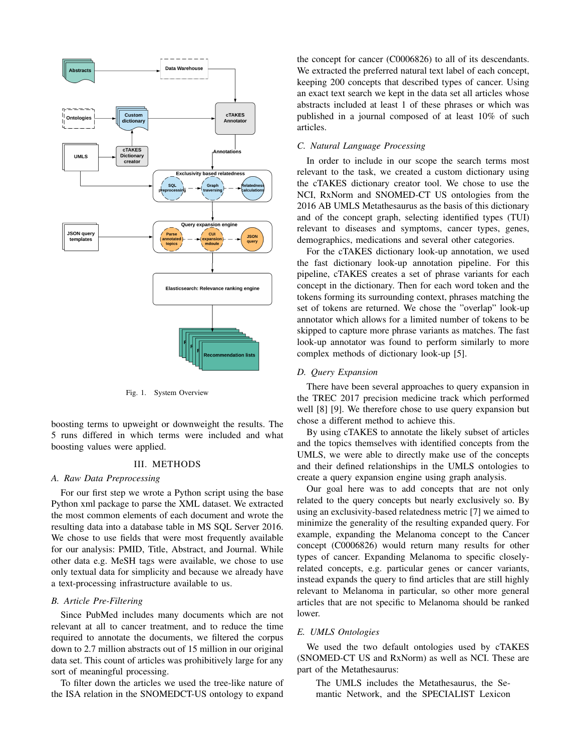Fig. 1. System Overview

boosting terms to upweight or downweight the results. The 5 runs differed in which terms were included and what boosting values were applied.

## III. METHODS

### A. Raw Data Preprocessing

For our first step we wrote a Python script using the base Python xml package to parse the XML dataset. We extracted the most common elements of each document and wrote the resulting data into a database table in MS SQL Server 2016. We chose to use fields that were most frequently available for our analysis: PMID, Title, Abstract, and Journal. While other data e.g. MeSH tags were available, we chose to use only textual data for simplicity and because we already have a text-processing infrastructure available to us.

### B. Article Pre-Filtering

Since PubMed includes many documents which are not relevant at all to cancer treatment, and to reduce the time required to annotate the documents, we filtered the corpus down to 2.7 million abstracts out of 15 million in our original data set. This count of articles was prohibitively large for any sort of meaningful processing.

To filter down the articles we used the tree-like nature of the ISA relation in the SNOMEDCT-US ontology to expand the concept for cancer (C0006826) to all of its descendants. We extracted the preferred natural text label of each concept, keeping 200 concepts that described types of cancer. Using an exact text search we kept in the data set all articles whose abstracts included at least 1 of these phrases or which was published in a journal composed of at least 10% of such articles.

### C. Natural Language Processing

In order to include in our scope the search terms most relevant to the task, we created a custom dictionary using the cTAKES dictionary creator tool. We chose to use the NCI, RxNorm and SNOMED-CT US ontologies from the 2016 AB UMLS Metathesaurus as the basis of this dictionary and of the concept graph, selecting identified types (TUI) relevant to diseases and symptoms, cancer types, genes, demographics, medications and several other categories.

For the cTAKES dictionary look-up annotation, we used the fast dictionary look-up annotation pipeline. For this pipeline, cTAKES creates a set of phrase variants for each concept in the dictionary. Then for each word token and the tokens forming its surrounding context, phrases matching the set of tokens are returned. We chose the "overlap" look-up annotator which allows for a limited number of tokens to be skipped to capture more phrase variants as matches. The fast look-up annotator was found to perform similarly to more complex methods of dictionary look-up [5].

### D. Query Expansion

There have been several approaches to query expansion in the TREC 2017 precision medicine track which performed well [8] [9]. We therefore chose to use query expansion but chose a different method to achieve this.

By using cTAKES to annotate the likely subset of articles and the topics themselves with identified concepts from the UMLS, we were able to directly make use of the concepts and their defined relationships in the UMLS ontologies to create a query expansion engine using graph analysis.

Our goal here was to add concepts that are not only related to the query concepts but nearly exclusively so. By using an exclusivity-based relatedness metric [7] we aimed to minimize the generality of the resulting expanded query. For example, expanding the Melanoma concept to the Cancer concept (C0006826) would return many results for other types of cancer. Expanding Melanoma to specific closely-related concepts, e.g. particular genes or cancer variants, instead expands the query to find articles that are still highly relevant to Melanoma in particular, so other more general articles that are not specific to Melanoma should be ranked lower.

### E. UMLS Ontologies

We used the two default ontologies used by cTAKES (SNOMED-CT US and RxNorm) as well as NCI. These are part of the Metathesaurus:

> The UMLS includes the Metathesaurus, the Semantic Network, and the SPECIALIST Lexicon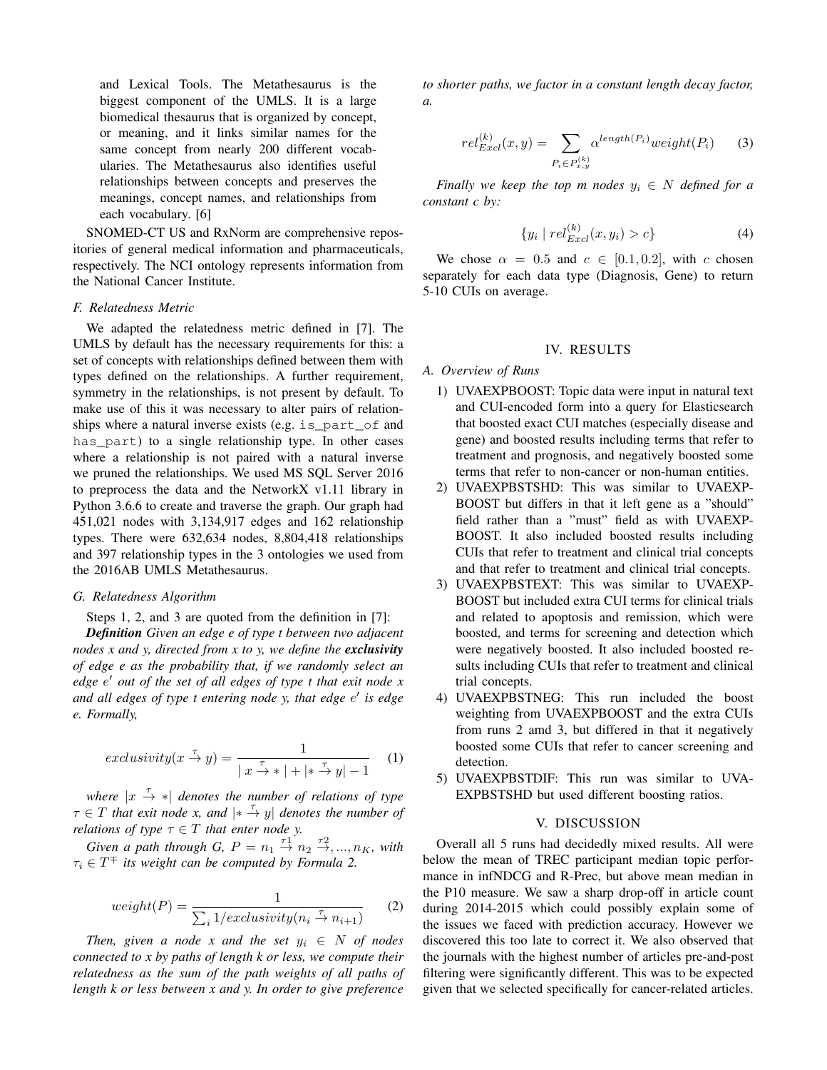and Lexical Tools. The Metathesaurus is the biggest component of the UMLS. It is a large biomedical thesaurus that is organized by concept, or meaning, and it links similar names for the same concept from nearly 200 different vocabularies. The Metathesaurus also identifies useful relationships between concepts and preserves the meanings, concept names, and relationships from each vocabulary. [6]

SNOMED-CT US and RxNorm are comprehensive repositories of general medical information and pharmaceuticals, respectively. The NCI ontology represents information from the National Cancer Institute.

### F. Relatedness Metric

We adapted the relatedness metric defined in [7]. The UMLS by default has the necessary requirements for this: a set of concepts with relationships defined between them with types defined on the relationships. A further requirement, symmetry in the relationships, is not present by default. To make use of this it was necessary to alter pairs of relationships where a natural inverse exists (e.g. `is_part_of` and `has_part`) to a single relationship type. In other cases where a relationship is not paired with a natural inverse we pruned the relationships. We used MS SQL Server 2016 to preprocess the data and the NetworkX v1.11 library in Python 3.6.6 to create and traverse the graph. Our graph had 451,021 nodes with 3,134,917 edges and 162 relationship types. There were 632,634 nodes, 8,804,418 relationships and 397 relationship types in the 3 ontologies we used from the 2016AB UMLS Metathesaurus.

### G. Relatedness Algorithm

Steps 1, 2, and 3 are quoted from the definition in [7]:

***Definition*** *Given an edge e of type t between two adjacent nodes x and y, directed from x to y, we define the* ***exclusivity*** *of edge e as the probability that, if we randomly select an edge $e'$ out of the set of all edges of type t that exit node x and all edges of type t entering node y, that edge $e'$ is edge e. Formally,*

$$exclusivity(x \xrightarrow{\tau} y) = \frac{1}{|\, x \xrightarrow{\tau} * \,| + |* \xrightarrow{\tau} y| - 1} \quad (1)$$

*where $|x \xrightarrow{\tau} *|$ denotes the number of relations of type $\tau \in T$ that exit node x, and $|* \xrightarrow{\tau} y|$ denotes the number of relations of type $\tau \in T$ that enter node y.*

*Given a path through G, $P = n_1 \xrightarrow{\tau 1} n_2 \xrightarrow{\tau 2}, ..., n_K$, with $\tau_i \in T^{\mp}$ its weight can be computed by Formula 2.*

$$weight(P) = \frac{1}{\sum_i 1/exclusivity(n_i \xrightarrow{\tau} n_{i+1})} \quad (2)$$

*Then, given a node x and the set $y_i \in N$ of nodes connected to x by paths of length k or less, we compute their relatedness as the sum of the path weights of all paths of length k or less between x and y. In order to give preference to shorter paths, we factor in a constant length decay factor, a.*

$$rel^{(k)}_{Excl}(x, y) = \sum_{P_i \in P^{(k)}_{x,y}} \alpha^{length(P_i)} weight(P_i) \quad (3)$$

*Finally we keep the top m nodes $y_i \in N$ defined for a constant c by:*

$$\{y_i \mid rel^{(k)}_{Excl}(x, y_i) > c\} \quad (4)$$

We chose $\alpha = 0.5$ and $c \in [0.1, 0.2]$, with $c$ chosen separately for each data type (Diagnosis, Gene) to return 5-10 CUIs on average.

## IV. RESULTS

### A. Overview of Runs

1) UVAEXPBOOST: Topic data were input in natural text and CUI-encoded form into a query for Elasticsearch that boosted exact CUI matches (especially disease and gene) and boosted results including terms that refer to treatment and prognosis, and negatively boosted some terms that refer to non-cancer or non-human entities.
2) UVAEXPBSTSHD: This was similar to UVAEXPBOOST but differs in that it left gene as a "should" field rather than a "must" field as with UVAEXPBOOST. It also included boosted results including CUIs that refer to treatment and clinical trial concepts and that refer to treatment and clinical trial concepts.
3) UVAEXPBSTEXT: This was similar to UVAEXPBOOST but included extra CUI terms for clinical trials and related to apoptosis and remission, which were boosted, and terms for screening and detection which were negatively boosted. It also included boosted results including CUIs that refer to treatment and clinical trial concepts.
4) UVAEXPBSTNEG: This run included the boost weighting from UVAEXPBOOST and the extra CUIs from runs 2 amd 3, but differed in that it negatively boosted some CUIs that refer to cancer screening and detection.
5) UVAEXPBSTDIF: This run was similar to UVAEXPBSTSHD but used different boosting ratios.

## V. DISCUSSION

Overall all 5 runs had decidedly mixed results. All were below the mean of TREC participant median topic performance in infNDCG and R-Prec, but above mean median in the P10 measure. We saw a sharp drop-off in article count during 2014-2015 which could possibly explain some of the issues we faced with prediction accuracy. However we discovered this too late to correct it. We also observed that the journals with the highest number of articles pre-and-post filtering were significantly different. This was to be expected given that we selected specifically for cancer-related articles.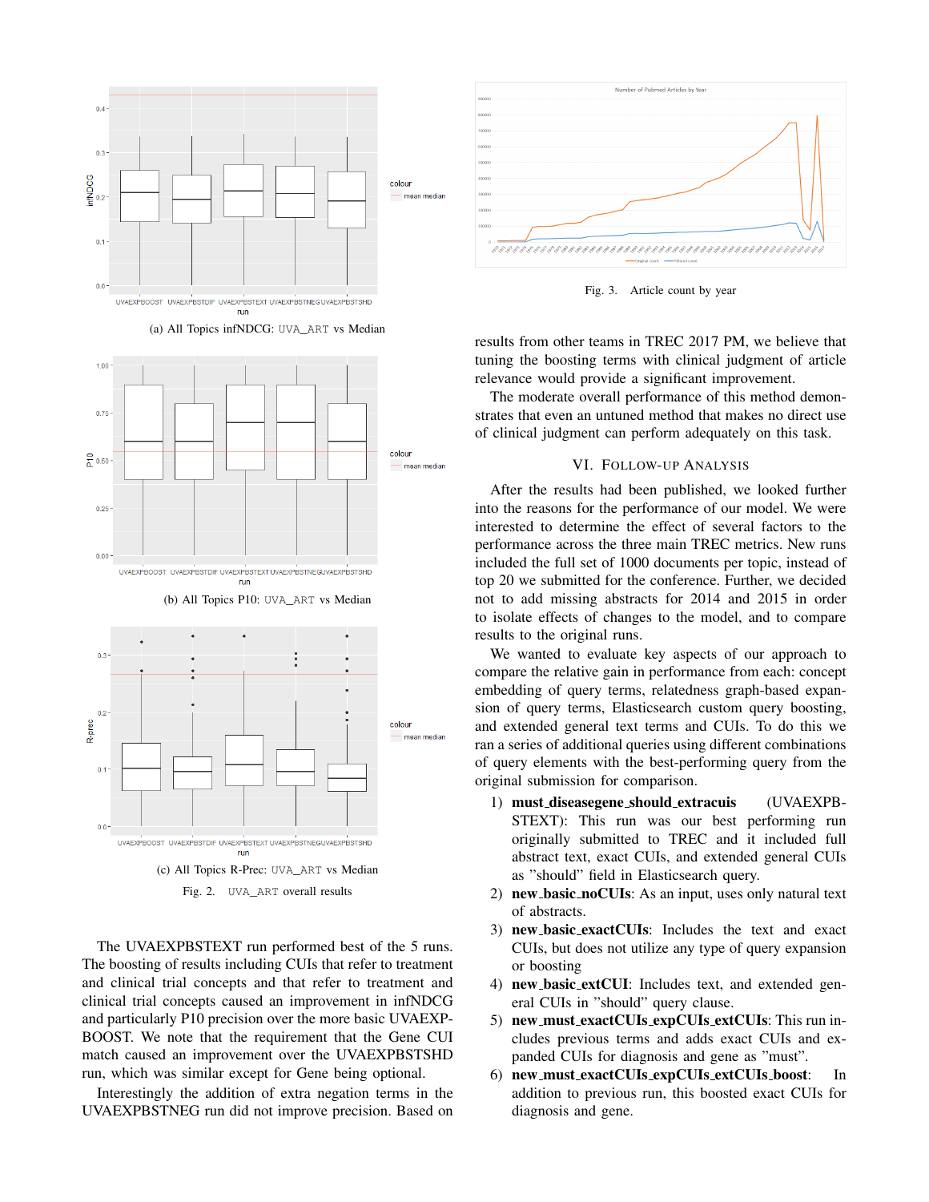(a) All Topics infNDCG: UVA_ART vs Median

(b) All Topics P10: UVA_ART vs Median

(c) All Topics R-Prec: UVA_ART vs Median

Fig. 2. UVA_ART overall results

The UVAEXPBSTEXT run performed best of the 5 runs. The boosting of results including CUIs that refer to treatment and clinical trial concepts and that refer to treatment and clinical trial concepts caused an improvement in infNDCG and particularly P10 precision over the more basic UVAEXPBOOST. We note that the requirement that the Gene CUI match caused an improvement over the UVAEXPBSTSHD run, which was similar except for Gene being optional.

Interestingly the addition of extra negation terms in the UVAEXPBSTNEG run did not improve precision. Based on results from other teams in TREC 2017 PM, we believe that tuning the boosting terms with clinical judgment of article relevance would provide a significant improvement.

The moderate overall performance of this method demonstrates that even an untuned method that makes no direct use of clinical judgment can perform adequately on this task.

Fig. 3. Article count by year

## VI. Follow-up Analysis

After the results had been published, we looked further into the reasons for the performance of our model. We were interested to determine the effect of several factors to the performance across the three main TREC metrics. New runs included the full set of 1000 documents per topic, instead of top 20 we submitted for the conference. Further, we decided not to add missing abstracts for 2014 and 2015 in order to isolate effects of changes to the model, and to compare results to the original runs.

We wanted to evaluate key aspects of our approach to compare the relative gain in performance from each: concept embedding of query terms, relatedness graph-based expansion of query terms, Elasticsearch custom query boosting, and extended general text terms and CUIs. To do this we ran a series of additional queries using different combinations of query elements with the best-performing query from the original submission for comparison.

1) **must_diseasegene_should_extracuis** (UVAEXPBSTEXT): This run was our best performing run originally submitted to TREC and it included full abstract text, exact CUIs, and extended general CUIs as "should" field in Elasticsearch query.
2) **new_basic_noCUIs**: As an input, uses only natural text of abstracts.
3) **new_basic_exactCUIs**: Includes the text and exact CUIs, but does not utilize any type of query expansion or boosting
4) **new_basic_extCUI**: Includes text, and extended general CUIs in "should" query clause.
5) **new_must_exactCUIs_expCUIs_extCUIs**: This run includes previous terms and adds exact CUIs and expanded CUIs for diagnosis and gene as "must".
6) **new_must_exactCUIs_expCUIs_extCUIs_boost**: In addition to previous run, this boosted exact CUIs for diagnosis and gene.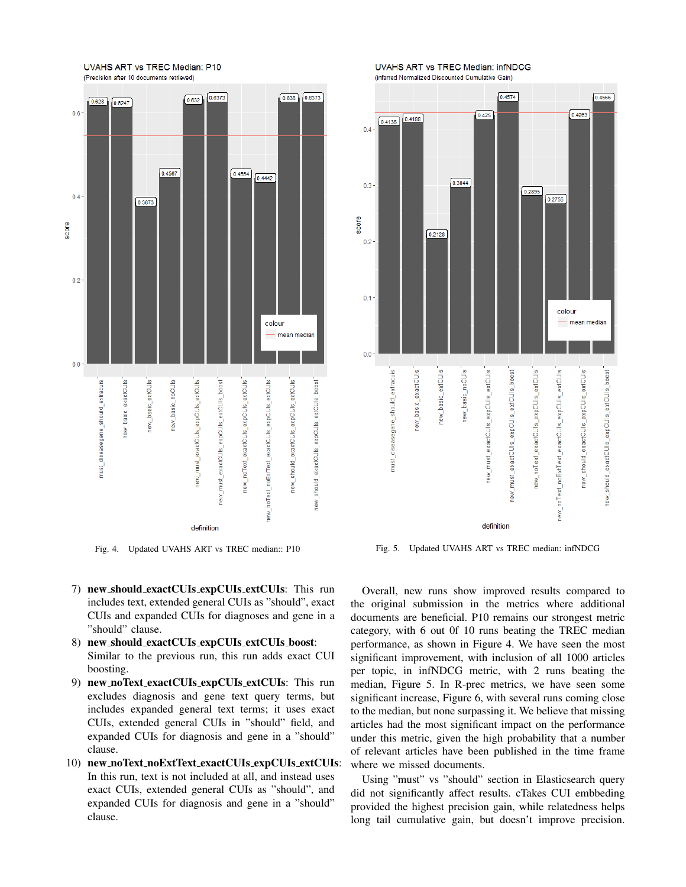Fig. 4. Updated UVAHS ART vs TREC median:: P10

Fig. 5. Updated UVAHS ART vs TREC median: infNDCG

7) **new_should_exactCUIs_expCUIs_extCUIs**: This run includes text, extended general CUIs as "should", exact CUIs and expanded CUIs for diagnoses and gene in a "should" clause.
8) **new_should_exactCUIs_expCUIs_extCUIs_boost**: Similar to the previous run, this run adds exact CUI boosting.
9) **new_noText_exactCUIs_expCUIs_extCUIs**: This run excludes diagnosis and gene text query terms, but includes expanded general text terms; it uses exact CUIs, extended general CUIs in "should" field, and expanded CUIs for diagnosis and gene in a "should" clause.
10) **new_noText_noExtText_exactCUIs_expCUIs_extCUIs**: In this run, text is not included at all, and instead uses exact CUIs, extended general CUIs as "should", and expanded CUIs for diagnosis and gene in a "should" clause.

Overall, new runs show improved results compared to the original submission in the metrics where additional documents are beneficial. P10 remains our strongest metric category, with 6 out 0f 10 runs beating the TREC median performance, as shown in Figure 4. We have seen the most significant improvement, with inclusion of all 1000 articles per topic, in infNDCG metric, with 2 runs beating the median, Figure 5. In R-prec metrics, we have seen some significant increase, Figure 6, with several runs coming close to the median, but none surpassing it. We believe that missing articles had the most significant impact on the performance under this metric, given the high probability that a number of relevant articles have been published in the time frame where we missed documents.

Using "must" vs "should" section in Elasticsearch query did not significantly affect results. cTakes CUI embbeding provided the highest precision gain, while relatedness helps long tail cumulative gain, but doesn't improve precision.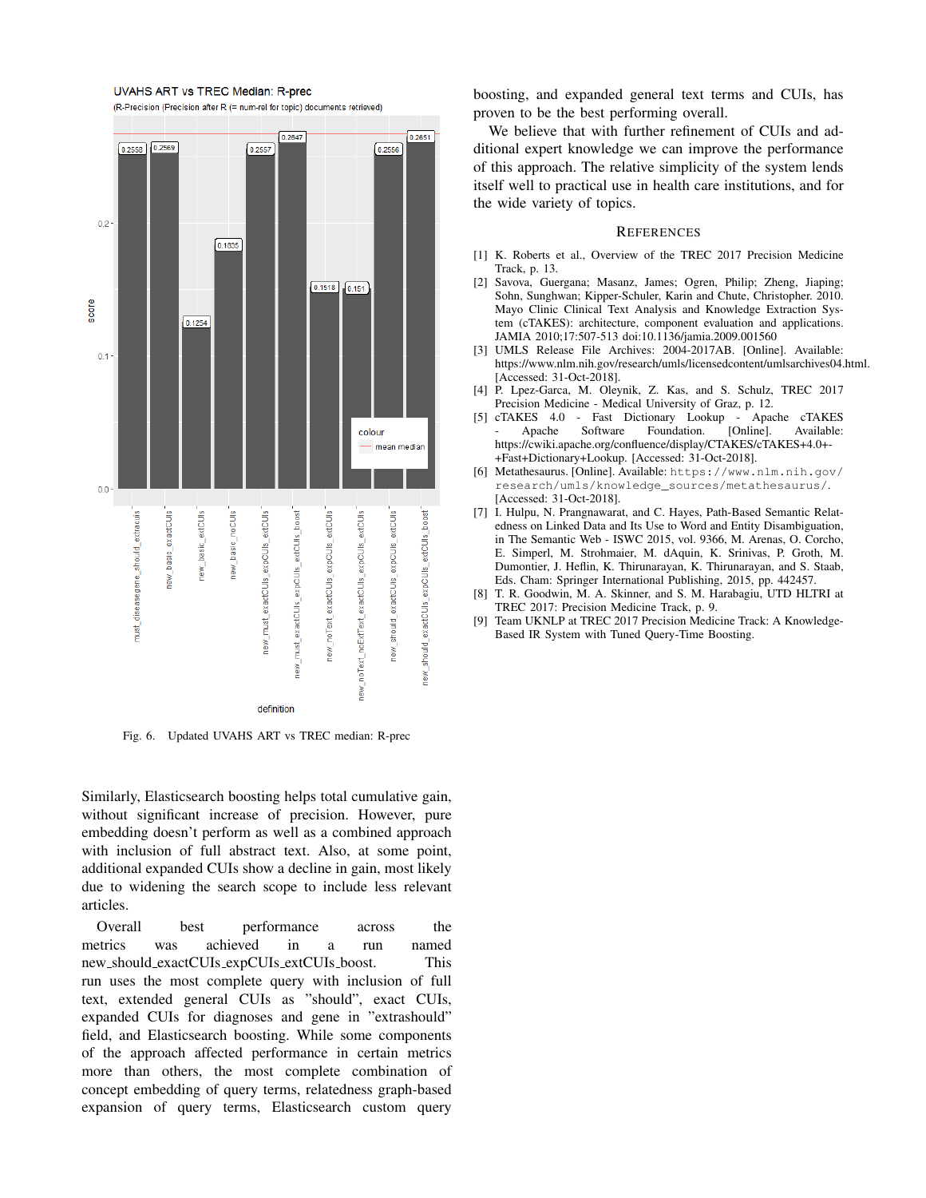UVAHS ART vs TREC Median: R-prec

(R-Precision (Precision after R (= num-rel for topic) documents retrieved)

score

0.0
0.1
0.2

0.2558
0.2569
0.1254
0.1835
0.2557
0.2647
0.1518
0.151
0.2556
0.2651

colour
mean median

must_diseasegene_should_extracuis
new_basic_exactCUIs
new_basic_extCUIs
new_basic_noCUIs
new_must_exactCUIs_expCUIs_extCUIs
new_must_exactCUIs_expCUIs_extCUIs_boost
new_noText_exactCUIs_expCUIs_extCUIs
new_noText_noExtText_exactCUIs_expCUIs_extCUIs
new_should_exactCUIs_expCUIs_extCUIs
new_should_exactCUIs_expCUIs_extCUIs_boost

definition

Fig. 6. Updated UVAHS ART vs TREC median: R-prec

Similarly, Elasticsearch boosting helps total cumulative gain, without significant increase of precision. However, pure embedding doesn't perform as well as a combined approach with inclusion of full abstract text. Also, at some point, additional expanded CUIs show a decline in gain, most likely due to widening the search scope to include less relevant articles.

Overall best performance across the metrics was achieved in a run named new_should_exactCUIs_expCUIs_extCUIs_boost. This run uses the most complete query with inclusion of full text, extended general CUIs as "should", exact CUIs, expanded CUIs for diagnoses and gene in "extrashould" field, and Elasticsearch boosting. While some components of the approach affected performance in certain metrics more than others, the most complete combination of concept embedding of query terms, relatedness graph-based expansion of query terms, Elasticsearch custom query boosting, and expanded general text terms and CUIs, has proven to be the best performing overall.

We believe that with further refinement of CUIs and additional expert knowledge we can improve the performance of this approach. The relative simplicity of the system lends itself well to practical use in health care institutions, and for the wide variety of topics.

## References

[1] K. Roberts et al., Overview of the TREC 2017 Precision Medicine Track, p. 13.

[2] Savova, Guergana; Masanz, James; Ogren, Philip; Zheng, Jiaping; Sohn, Sunghwan; Kipper-Schuler, Karin and Chute, Christopher. 2010. Mayo Clinic Clinical Text Analysis and Knowledge Extraction System (cTAKES): architecture, component evaluation and applications. JAMIA 2010;17:507-513 doi:10.1136/jamia.2009.001560

[3] UMLS Release File Archives: 2004-2017AB. [Online]. Available: https://www.nlm.nih.gov/research/umls/licensedcontent/umlsarchives04.html. [Accessed: 31-Oct-2018].

[4] P. Lpez-Garca, M. Oleynik, Z. Kas, and S. Schulz, TREC 2017 Precision Medicine - Medical University of Graz, p. 12.

[5] cTAKES 4.0 - Fast Dictionary Lookup - Apache cTAKES - Apache Software Foundation. [Online]. Available: https://cwiki.apache.org/confluence/display/CTAKES/cTAKES+4.0+-+Fast+Dictionary+Lookup. [Accessed: 31-Oct-2018].

[6] Metathesaurus. [Online]. Available: https://www.nlm.nih.gov/research/umls/knowledge_sources/metathesaurus/. [Accessed: 31-Oct-2018].

[7] I. Hulpu, N. Prangnawarat, and C. Hayes, Path-Based Semantic Relatedness on Linked Data and Its Use to Word and Entity Disambiguation, in The Semantic Web - ISWC 2015, vol. 9366, M. Arenas, O. Corcho, E. Simperl, M. Strohmaier, M. dAquin, K. Srinivas, P. Groth, M. Dumontier, J. Heflin, K. Thirunarayan, K. Thirunarayan, and S. Staab, Eds. Cham: Springer International Publishing, 2015, pp. 442457.

[8] T. R. Goodwin, M. A. Skinner, and S. M. Harabagiu, UTD HLTRI at TREC 2017: Precision Medicine Track, p. 9.

[9] Team UKNLP at TREC 2017 Precision Medicine Track: A Knowledge-Based IR System with Tuned Query-Time Boosting.